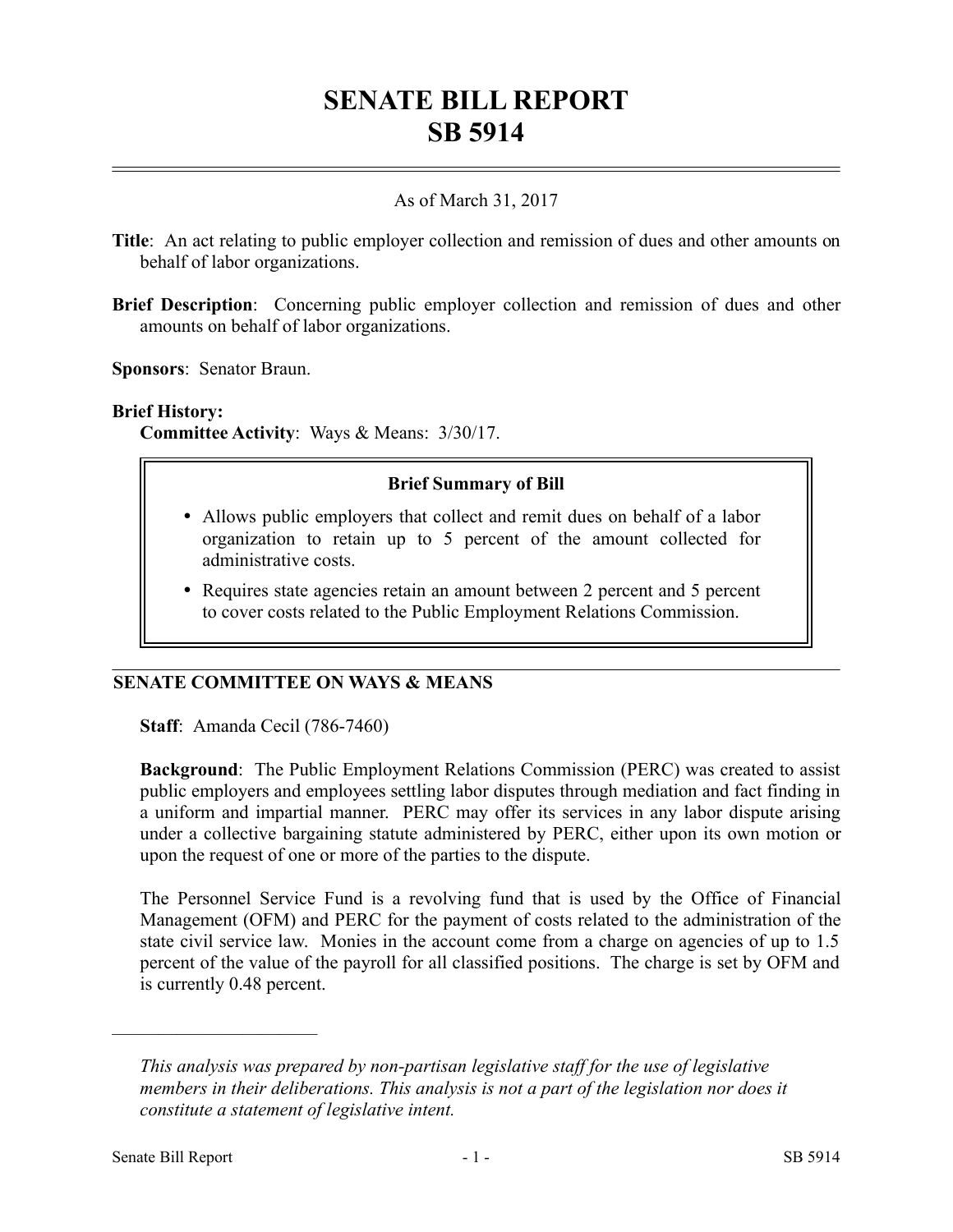# SENATE BILL REPORT
# SB 5914

As of March 31, 2017

**Title**: An act relating to public employer collection and remission of dues and other amounts on behalf of labor organizations.

**Brief Description**: Concerning public employer collection and remission of dues and other amounts on behalf of labor organizations.

**Sponsors**: Senator Braun.

**Brief History:**
**Committee Activity**: Ways & Means: 3/30/17.

> **Brief Summary of Bill**
>
> - Allows public employers that collect and remit dues on behalf of a labor organization to retain up to 5 percent of the amount collected for administrative costs.
> - Requires state agencies retain an amount between 2 percent and 5 percent to cover costs related to the Public Employment Relations Commission.

## SENATE COMMITTEE ON WAYS & MEANS

**Staff**: Amanda Cecil (786-7460)

**Background**: The Public Employment Relations Commission (PERC) was created to assist public employers and employees settling labor disputes through mediation and fact finding in a uniform and impartial manner. PERC may offer its services in any labor dispute arising under a collective bargaining statute administered by PERC, either upon its own motion or upon the request of one or more of the parties to the dispute.

The Personnel Service Fund is a revolving fund that is used by the Office of Financial Management (OFM) and PERC for the payment of costs related to the administration of the state civil service law. Monies in the account come from a charge on agencies of up to 1.5 percent of the value of the payroll for all classified positions. The charge is set by OFM and is currently 0.48 percent.

---

*This analysis was prepared by non-partisan legislative staff for the use of legislative members in their deliberations. This analysis is not a part of the legislation nor does it constitute a statement of legislative intent.*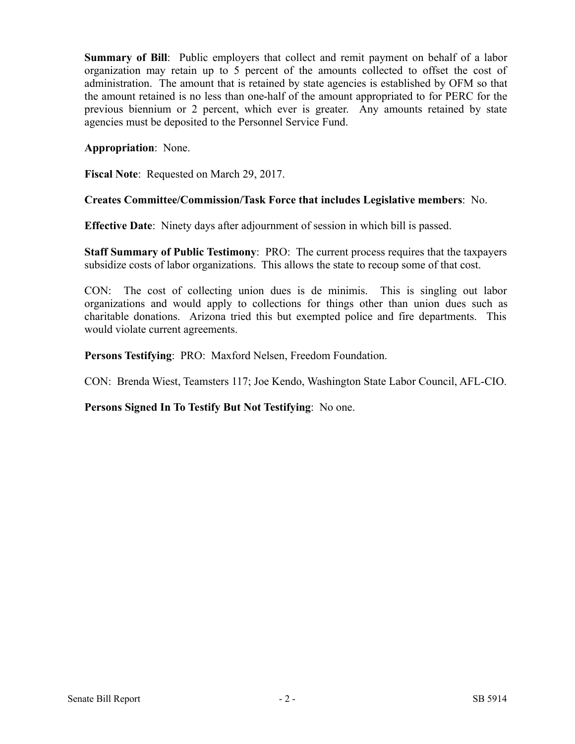**Summary of Bill**: Public employers that collect and remit payment on behalf of a labor organization may retain up to 5 percent of the amounts collected to offset the cost of administration. The amount that is retained by state agencies is established by OFM so that the amount retained is no less than one-half of the amount appropriated to for PERC for the previous biennium or 2 percent, which ever is greater. Any amounts retained by state agencies must be deposited to the Personnel Service Fund.

**Appropriation**: None.

**Fiscal Note**: Requested on March 29, 2017.

**Creates Committee/Commission/Task Force that includes Legislative members**: No.

**Effective Date**: Ninety days after adjournment of session in which bill is passed.

**Staff Summary of Public Testimony**: PRO: The current process requires that the taxpayers subsidize costs of labor organizations. This allows the state to recoup some of that cost.

CON: The cost of collecting union dues is de minimis. This is singling out labor organizations and would apply to collections for things other than union dues such as charitable donations. Arizona tried this but exempted police and fire departments. This would violate current agreements.

**Persons Testifying**: PRO: Maxford Nelsen, Freedom Foundation.

CON: Brenda Wiest, Teamsters 117; Joe Kendo, Washington State Labor Council, AFL-CIO.

**Persons Signed In To Testify But Not Testifying**: No one.